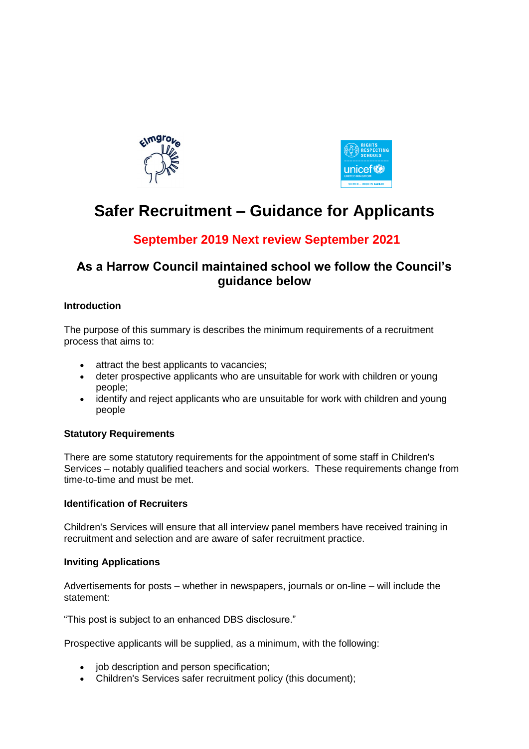# Safer Recruitment – Guidance for Applicants

## September 2019 Next review September 2021

### As a Harrow Council maintained school we follow the Council's guidance below

**Introduction**

The purpose of this summary is describes the minimum requirements of a recruitment process that aims to:

- attract the best applicants to vacancies;
- deter prospective applicants who are unsuitable for work with children or young people;
- identify and reject applicants who are unsuitable for work with children and young people

**Statutory Requirements**

There are some statutory requirements for the appointment of some staff in Children's Services – notably qualified teachers and social workers. These requirements change from time-to-time and must be met.

**Identification of Recruiters**

Children's Services will ensure that all interview panel members have received training in recruitment and selection and are aware of safer recruitment practice.

**Inviting Applications**

Advertisements for posts – whether in newspapers, journals or on-line – will include the statement:

"This post is subject to an enhanced DBS disclosure."

Prospective applicants will be supplied, as a minimum, with the following:

- job description and person specification;
- Children's Services safer recruitment policy (this document);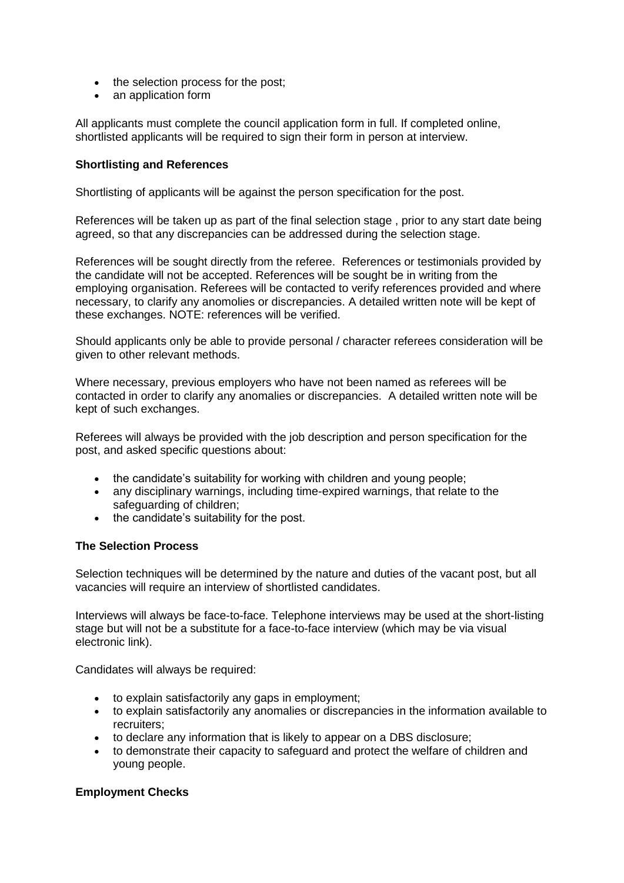- the selection process for the post;
- an application form

All applicants must complete the council application form in full. If completed online, shortlisted applicants will be required to sign their form in person at interview.

**Shortlisting and References**

Shortlisting of applicants will be against the person specification for the post.

References will be taken up as part of the final selection stage , prior to any start date being agreed, so that any discrepancies can be addressed during the selection stage.

References will be sought directly from the referee. References or testimonials provided by the candidate will not be accepted. References will be sought be in writing from the employing organisation. Referees will be contacted to verify references provided and where necessary, to clarify any anomolies or discrepancies. A detailed written note will be kept of these exchanges. NOTE: references will be verified.

Should applicants only be able to provide personal / character referees consideration will be given to other relevant methods.

Where necessary, previous employers who have not been named as referees will be contacted in order to clarify any anomalies or discrepancies. A detailed written note will be kept of such exchanges.

Referees will always be provided with the job description and person specification for the post, and asked specific questions about:

- the candidate's suitability for working with children and young people;
- any disciplinary warnings, including time-expired warnings, that relate to the safeguarding of children;
- the candidate's suitability for the post.

**The Selection Process**

Selection techniques will be determined by the nature and duties of the vacant post, but all vacancies will require an interview of shortlisted candidates.

Interviews will always be face-to-face. Telephone interviews may be used at the short-listing stage but will not be a substitute for a face-to-face interview (which may be via visual electronic link).

Candidates will always be required:

- to explain satisfactorily any gaps in employment;
- to explain satisfactorily any anomalies or discrepancies in the information available to recruiters;
- to declare any information that is likely to appear on a DBS disclosure;
- to demonstrate their capacity to safeguard and protect the welfare of children and young people.

**Employment Checks**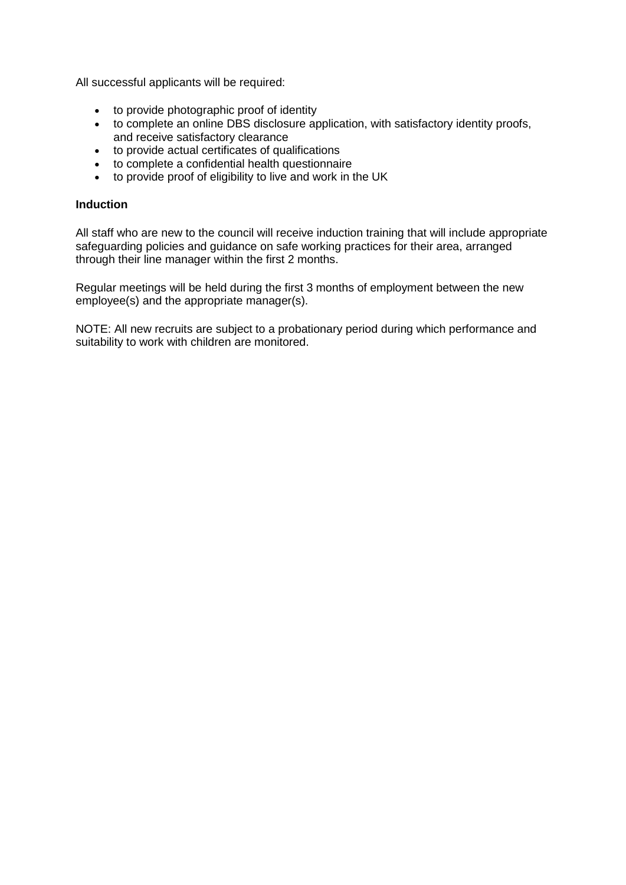All successful applicants will be required:

- to provide photographic proof of identity
- to complete an online DBS disclosure application, with satisfactory identity proofs, and receive satisfactory clearance
- to provide actual certificates of qualifications
- to complete a confidential health questionnaire
- to provide proof of eligibility to live and work in the UK

**Induction**

All staff who are new to the council will receive induction training that will include appropriate safeguarding policies and guidance on safe working practices for their area, arranged through their line manager within the first 2 months.

Regular meetings will be held during the first 3 months of employment between the new employee(s) and the appropriate manager(s).

NOTE: All new recruits are subject to a probationary period during which performance and suitability to work with children are monitored.